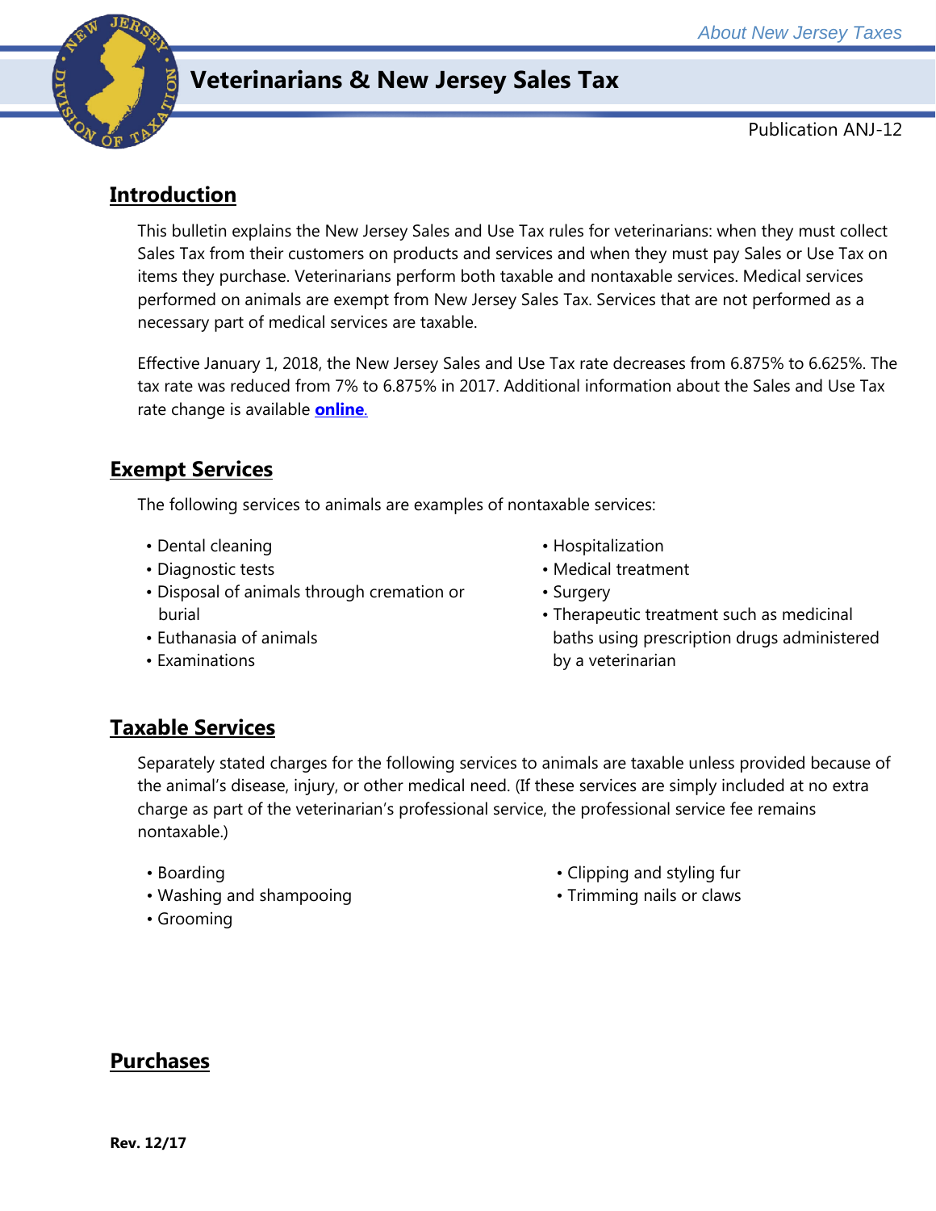About New Jersey Taxes

# Veterinarians & New Jersey Sales Tax

Publication ANJ-12

## Introduction

This bulletin explains the New Jersey Sales and Use Tax rules for veterinarians: when they must collect Sales Tax from their customers on products and services and when they must pay Sales or Use Tax on items they purchase. Veterinarians perform both taxable and nontaxable services. Medical services performed on animals are exempt from New Jersey Sales Tax. Services that are not performed as a necessary part of medical services are taxable.

Effective January 1, 2018, the New Jersey Sales and Use Tax rate decreases from 6.875% to 6.625%. The tax rate was reduced from 7% to 6.875% in 2017. Additional information about the Sales and Use Tax rate change is available **online**.

## Exempt Services

The following services to animals are examples of nontaxable services:

- Dental cleaning
- Diagnostic tests
- Disposal of animals through cremation or burial
- Euthanasia of animals
- Examinations
- Hospitalization
- Medical treatment
- Surgery
- Therapeutic treatment such as medicinal baths using prescription drugs administered by a veterinarian

## Taxable Services

Separately stated charges for the following services to animals are taxable unless provided because of the animal's disease, injury, or other medical need. (If these services are simply included at no extra charge as part of the veterinarian's professional service, the professional service fee remains nontaxable.)

- Boarding
- Washing and shampooing
- Grooming
- Clipping and styling fur
- Trimming nails or claws

## Purchases

**Rev. 12/17**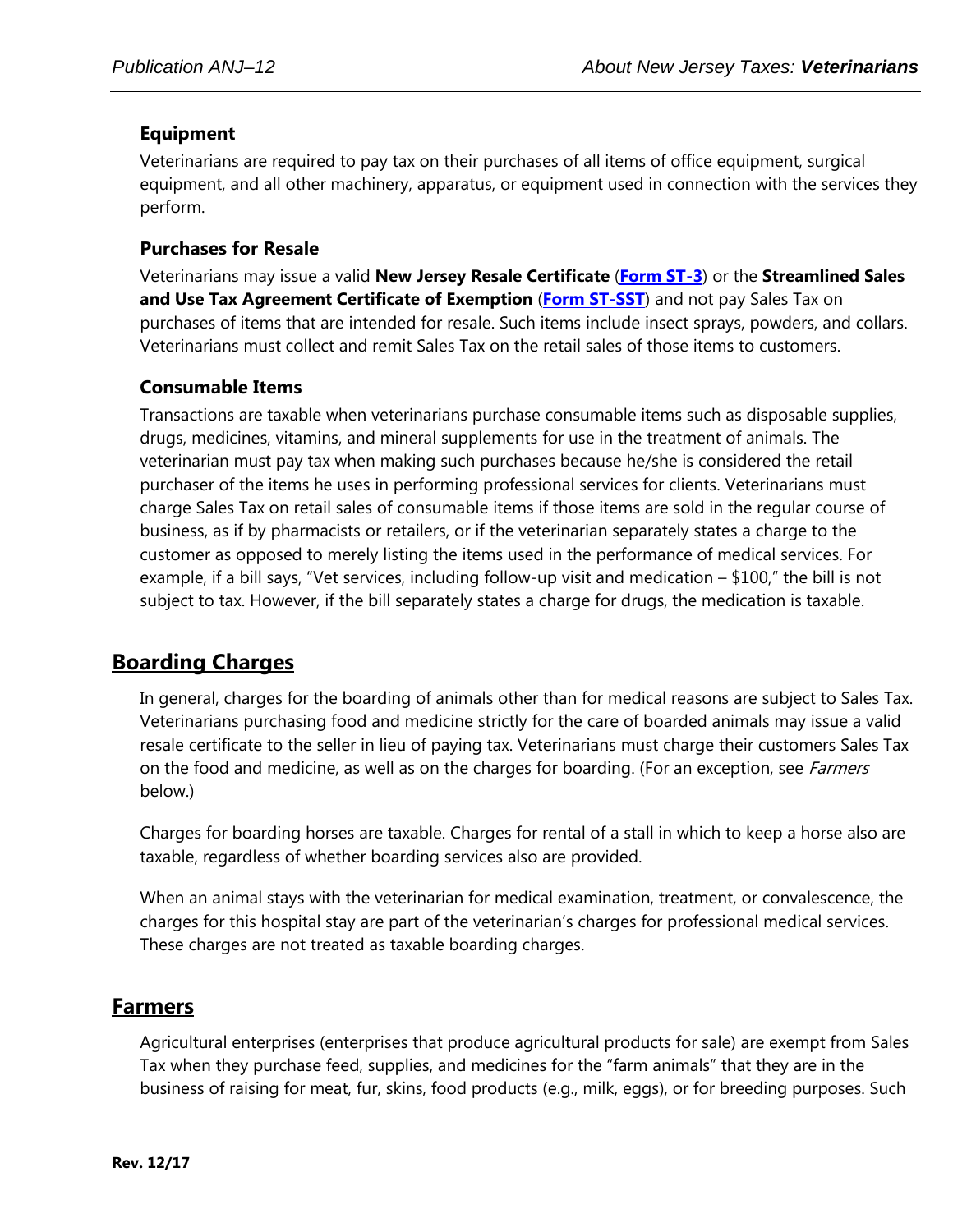### Equipment

Veterinarians are required to pay tax on their purchases of all items of office equipment, surgical equipment, and all other machinery, apparatus, or equipment used in connection with the services they perform.

### Purchases for Resale

Veterinarians may issue a valid **New Jersey Resale Certificate** (**[Form ST-3](#)**) or the **Streamlined Sales and Use Tax Agreement Certificate of Exemption** (**[Form ST-SST](#)**) and not pay Sales Tax on purchases of items that are intended for resale. Such items include insect sprays, powders, and collars. Veterinarians must collect and remit Sales Tax on the retail sales of those items to customers.

### Consumable Items

Transactions are taxable when veterinarians purchase consumable items such as disposable supplies, drugs, medicines, vitamins, and mineral supplements for use in the treatment of animals. The veterinarian must pay tax when making such purchases because he/she is considered the retail purchaser of the items he uses in performing professional services for clients. Veterinarians must charge Sales Tax on retail sales of consumable items if those items are sold in the regular course of business, as if by pharmacists or retailers, or if the veterinarian separately states a charge to the customer as opposed to merely listing the items used in the performance of medical services. For example, if a bill says, "Vet services, including follow-up visit and medication – $100," the bill is not subject to tax. However, if the bill separately states a charge for drugs, the medication is taxable.

## Boarding Charges

In general, charges for the boarding of animals other than for medical reasons are subject to Sales Tax. Veterinarians purchasing food and medicine strictly for the care of boarded animals may issue a valid resale certificate to the seller in lieu of paying tax. Veterinarians must charge their customers Sales Tax on the food and medicine, as well as on the charges for boarding. (For an exception, see *Farmers* below.)

Charges for boarding horses are taxable. Charges for rental of a stall in which to keep a horse also are taxable, regardless of whether boarding services also are provided.

When an animal stays with the veterinarian for medical examination, treatment, or convalescence, the charges for this hospital stay are part of the veterinarian's charges for professional medical services. These charges are not treated as taxable boarding charges.

## Farmers

Agricultural enterprises (enterprises that produce agricultural products for sale) are exempt from Sales Tax when they purchase feed, supplies, and medicines for the "farm animals" that they are in the business of raising for meat, fur, skins, food products (e.g., milk, eggs), or for breeding purposes. Such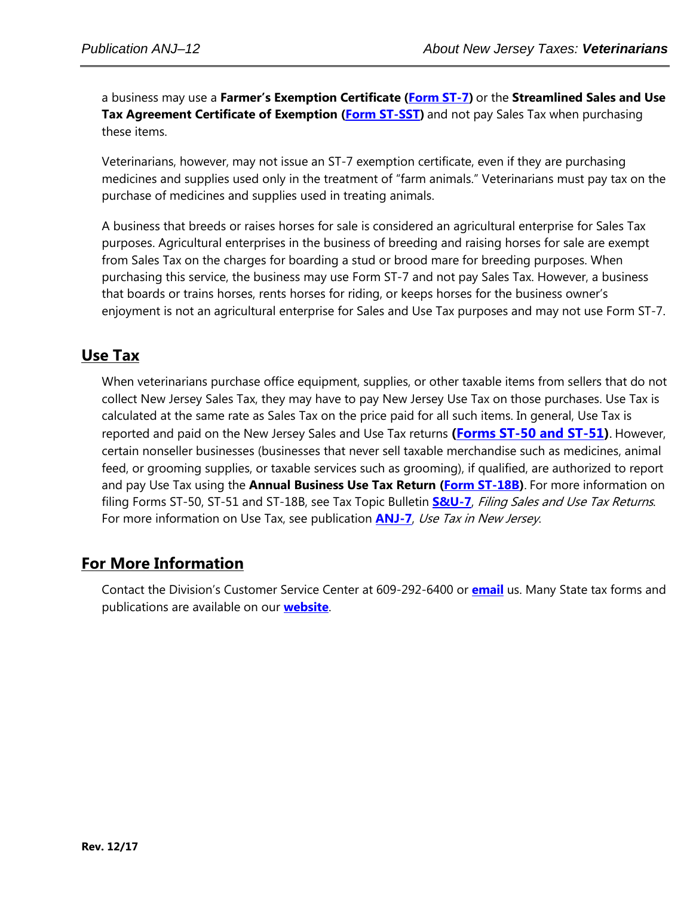a business may use a **Farmer's Exemption Certificate (Form ST-7)** or the **Streamlined Sales and Use Tax Agreement Certificate of Exemption (Form ST-SST)** and not pay Sales Tax when purchasing these items.

Veterinarians, however, may not issue an ST-7 exemption certificate, even if they are purchasing medicines and supplies used only in the treatment of "farm animals." Veterinarians must pay tax on the purchase of medicines and supplies used in treating animals.

A business that breeds or raises horses for sale is considered an agricultural enterprise for Sales Tax purposes. Agricultural enterprises in the business of breeding and raising horses for sale are exempt from Sales Tax on the charges for boarding a stud or brood mare for breeding purposes. When purchasing this service, the business may use Form ST-7 and not pay Sales Tax. However, a business that boards or trains horses, rents horses for riding, or keeps horses for the business owner's enjoyment is not an agricultural enterprise for Sales and Use Tax purposes and may not use Form ST-7.

## Use Tax

When veterinarians purchase office equipment, supplies, or other taxable items from sellers that do not collect New Jersey Sales Tax, they may have to pay New Jersey Use Tax on those purchases. Use Tax is calculated at the same rate as Sales Tax on the price paid for all such items. In general, Use Tax is reported and paid on the New Jersey Sales and Use Tax returns **(Forms ST-50 and ST-51)**. However, certain nonseller businesses (businesses that never sell taxable merchandise such as medicines, animal feed, or grooming supplies, or taxable services such as grooming), if qualified, are authorized to report and pay Use Tax using the **Annual Business Use Tax Return (Form ST-18B)**. For more information on filing Forms ST-50, ST-51 and ST-18B, see Tax Topic Bulletin **S&U-7**, *Filing Sales and Use Tax Returns*. For more information on Use Tax, see publication **ANJ-7**, *Use Tax in New Jersey*.

## For More Information

Contact the Division's Customer Service Center at 609-292-6400 or **email** us. Many State tax forms and publications are available on our **website**.

**Rev. 12/17**